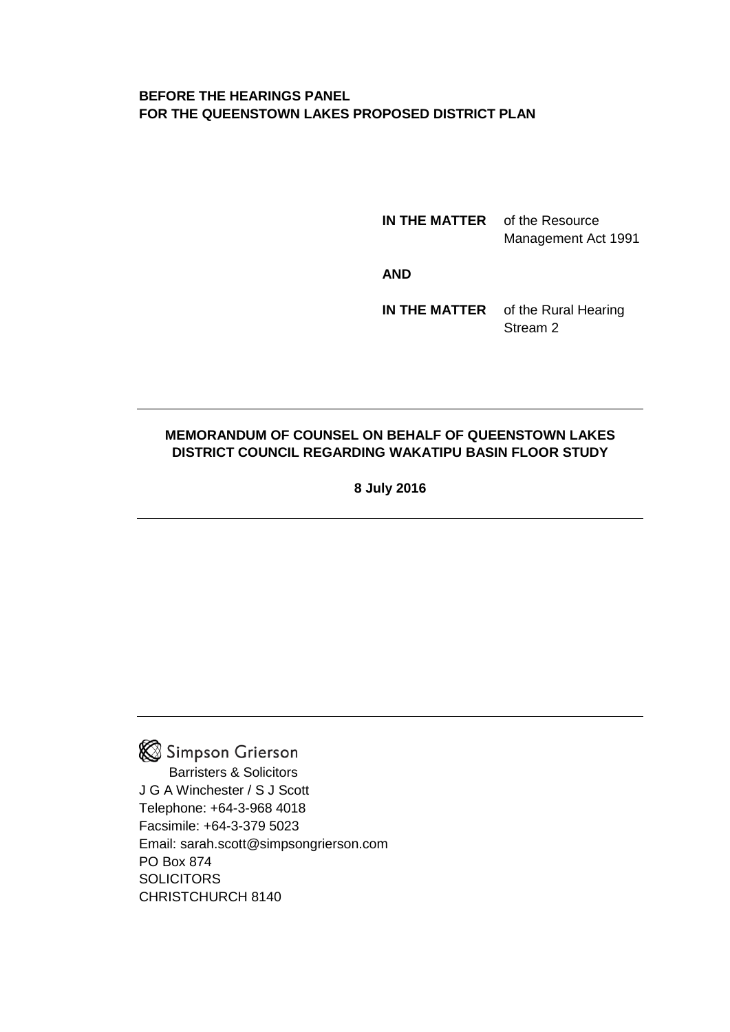**BEFORE THE HEARINGS PANEL**
**FOR THE QUEENSTOWN LAKES PROPOSED DISTRICT PLAN**

**IN THE MATTER** of the Resource Management Act 1991

**AND**

**IN THE MATTER** of the Rural Hearing Stream 2

---

**MEMORANDUM OF COUNSEL ON BEHALF OF QUEENSTOWN LAKES DISTRICT COUNCIL REGARDING WAKATIPU BASIN FLOOR STUDY**

**8 July 2016**

---

---

Simpson Grierson
Barristers & Solicitors
J G A Winchester / S J Scott
Telephone: +64-3-968 4018
Facsimile: +64-3-379 5023
Email: sarah.scott@simpsongrierson.com
PO Box 874
SOLICITORS
CHRISTCHURCH 8140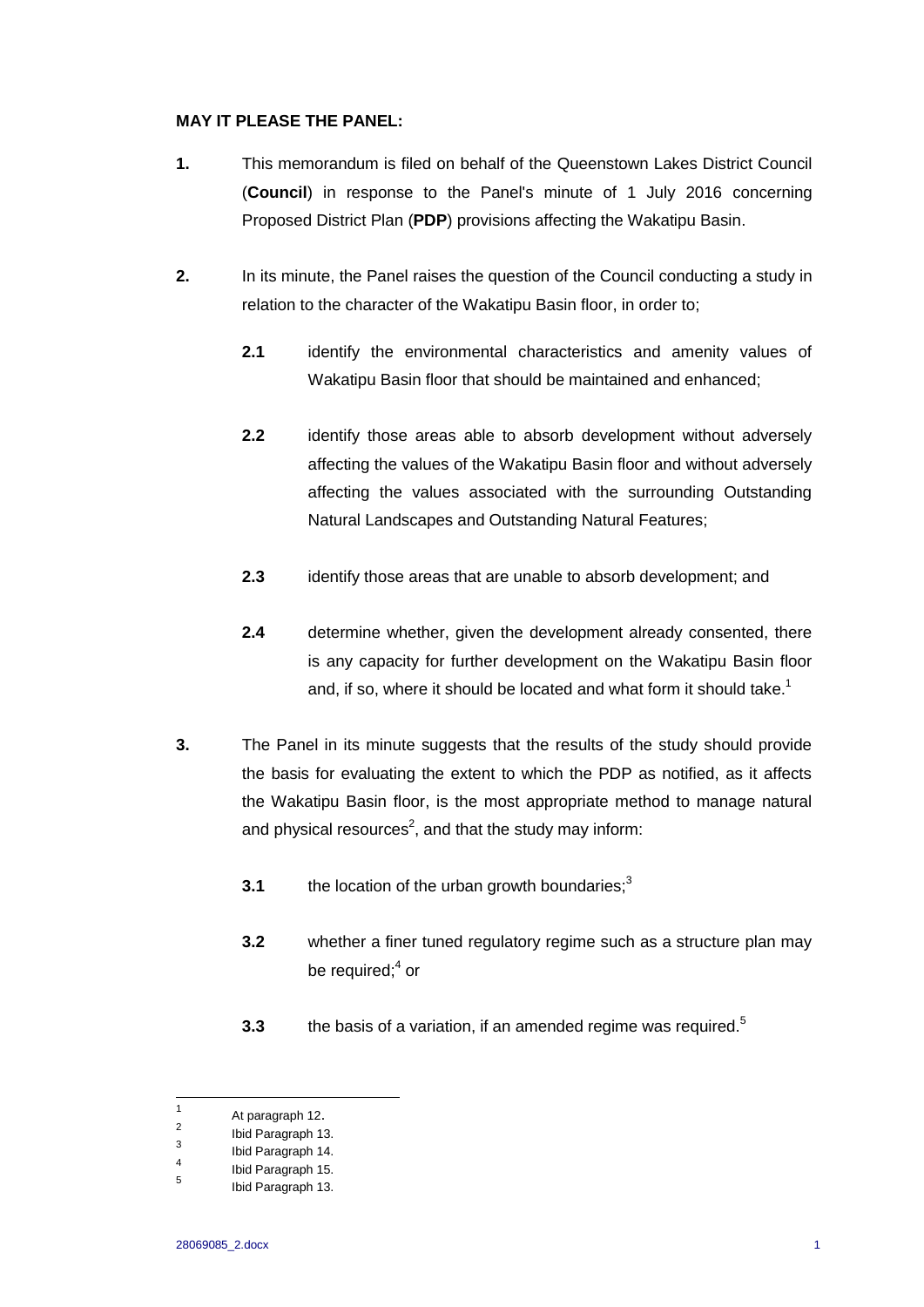**MAY IT PLEASE THE PANEL:**

**1.** This memorandum is filed on behalf of the Queenstown Lakes District Council (**Council**) in response to the Panel's minute of 1 July 2016 concerning Proposed District Plan (**PDP**) provisions affecting the Wakatipu Basin.

**2.** In its minute, the Panel raises the question of the Council conducting a study in relation to the character of the Wakatipu Basin floor, in order to;

**2.1** identify the environmental characteristics and amenity values of Wakatipu Basin floor that should be maintained and enhanced;

**2.2** identify those areas able to absorb development without adversely affecting the values of the Wakatipu Basin floor and without adversely affecting the values associated with the surrounding Outstanding Natural Landscapes and Outstanding Natural Features;

**2.3** identify those areas that are unable to absorb development; and

**2.4** determine whether, given the development already consented, there is any capacity for further development on the Wakatipu Basin floor and, if so, where it should be located and what form it should take.[1]

**3.** The Panel in its minute suggests that the results of the study should provide the basis for evaluating the extent to which the PDP as notified, as it affects the Wakatipu Basin floor, is the most appropriate method to manage natural and physical resources[2], and that the study may inform:

**3.1** the location of the urban growth boundaries;[3]

**3.2** whether a finer tuned regulatory regime such as a structure plan may be required;[4] or

**3.3** the basis of a variation, if an amended regime was required.[5]

---

[1] At paragraph 12.
[2] Ibid Paragraph 13.
[3] Ibid Paragraph 14.
[4] Ibid Paragraph 15.
[5] Ibid Paragraph 13.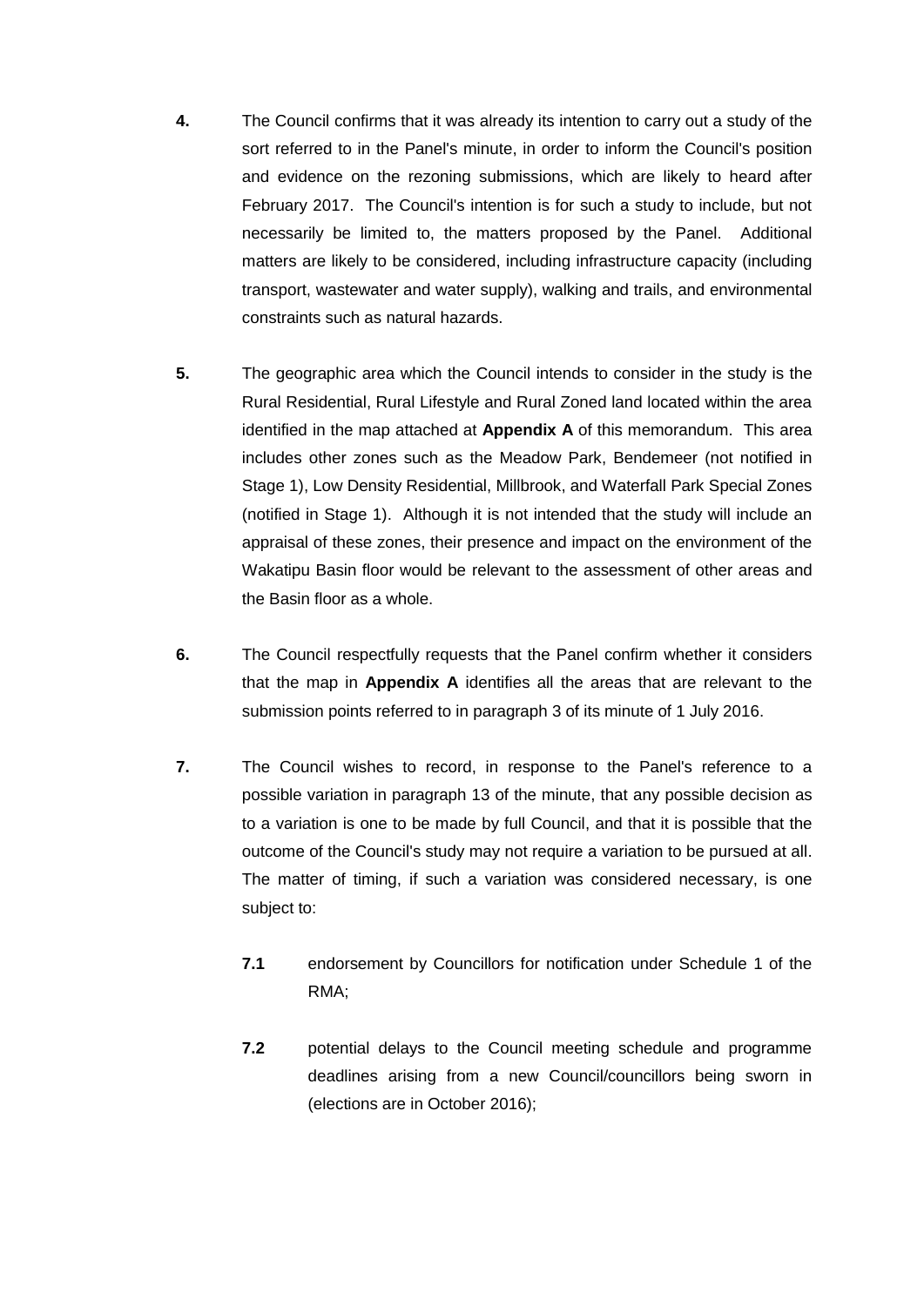**4.** The Council confirms that it was already its intention to carry out a study of the sort referred to in the Panel's minute, in order to inform the Council's position and evidence on the rezoning submissions, which are likely to heard after February 2017. The Council's intention is for such a study to include, but not necessarily be limited to, the matters proposed by the Panel. Additional matters are likely to be considered, including infrastructure capacity (including transport, wastewater and water supply), walking and trails, and environmental constraints such as natural hazards.

**5.** The geographic area which the Council intends to consider in the study is the Rural Residential, Rural Lifestyle and Rural Zoned land located within the area identified in the map attached at **Appendix A** of this memorandum. This area includes other zones such as the Meadow Park, Bendemeer (not notified in Stage 1), Low Density Residential, Millbrook, and Waterfall Park Special Zones (notified in Stage 1). Although it is not intended that the study will include an appraisal of these zones, their presence and impact on the environment of the Wakatipu Basin floor would be relevant to the assessment of other areas and the Basin floor as a whole.

**6.** The Council respectfully requests that the Panel confirm whether it considers that the map in **Appendix A** identifies all the areas that are relevant to the submission points referred to in paragraph 3 of its minute of 1 July 2016.

**7.** The Council wishes to record, in response to the Panel's reference to a possible variation in paragraph 13 of the minute, that any possible decision as to a variation is one to be made by full Council, and that it is possible that the outcome of the Council's study may not require a variation to be pursued at all. The matter of timing, if such a variation was considered necessary, is one subject to:

> **7.1** endorsement by Councillors for notification under Schedule 1 of the RMA;
>
> **7.2** potential delays to the Council meeting schedule and programme deadlines arising from a new Council/councillors being sworn in (elections are in October 2016);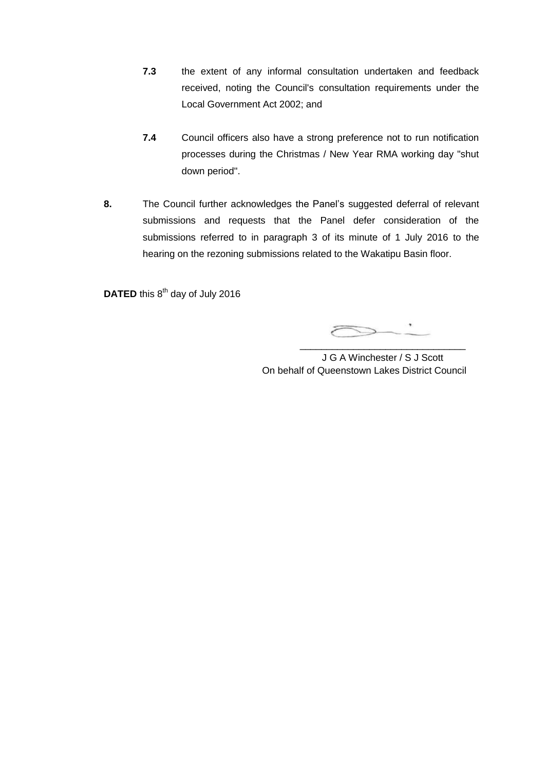**7.3** the extent of any informal consultation undertaken and feedback received, noting the Council's consultation requirements under the Local Government Act 2002; and

**7.4** Council officers also have a strong preference not to run notification processes during the Christmas / New Year RMA working day "shut down period".

**8.** The Council further acknowledges the Panel's suggested deferral of relevant submissions and requests that the Panel defer consideration of the submissions referred to in paragraph 3 of its minute of 1 July 2016 to the hearing on the rezoning submissions related to the Wakatipu Basin floor.

**DATED** this 8th day of July 2016

\_\_\_\_\_\_\_\_\_\_\_\_\_\_\_\_\_\_\_\_\_\_\_\_\_\_\_\_\_\_\_\_

J G A Winchester / S J Scott
On behalf of Queenstown Lakes District Council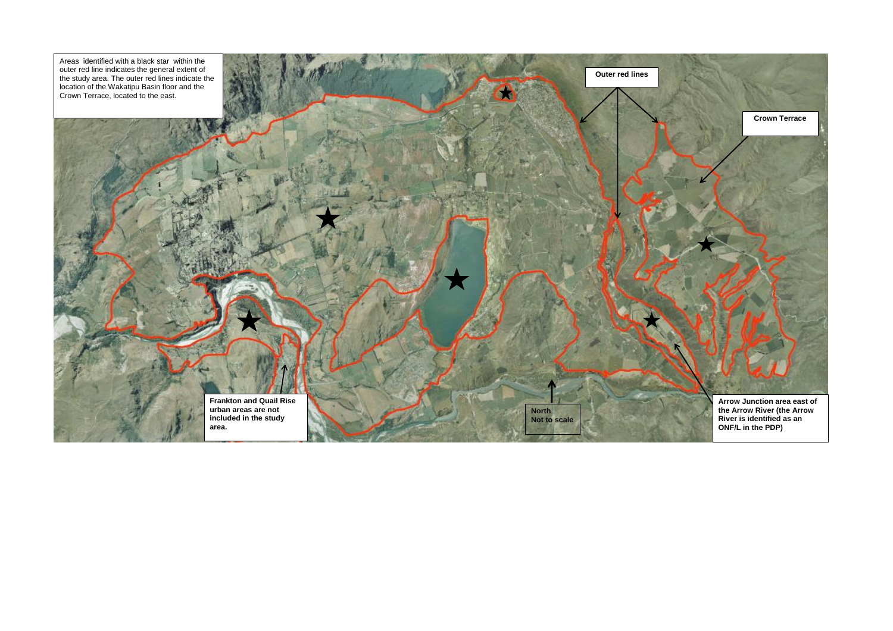Areas identified with a black star within the outer red line indicates the general extent of the study area. The outer red lines indicate the location of the Wakatipu Basin floor and the Crown Terrace, located to the east.

Outer red lines

Crown Terrace

**Frankton and Quail Rise urban areas are not included in the study area.**

**North**
**Not to scale**

**Arrow Junction area east of the Arrow River (the Arrow River is identified as an ONF/L in the PDP)**